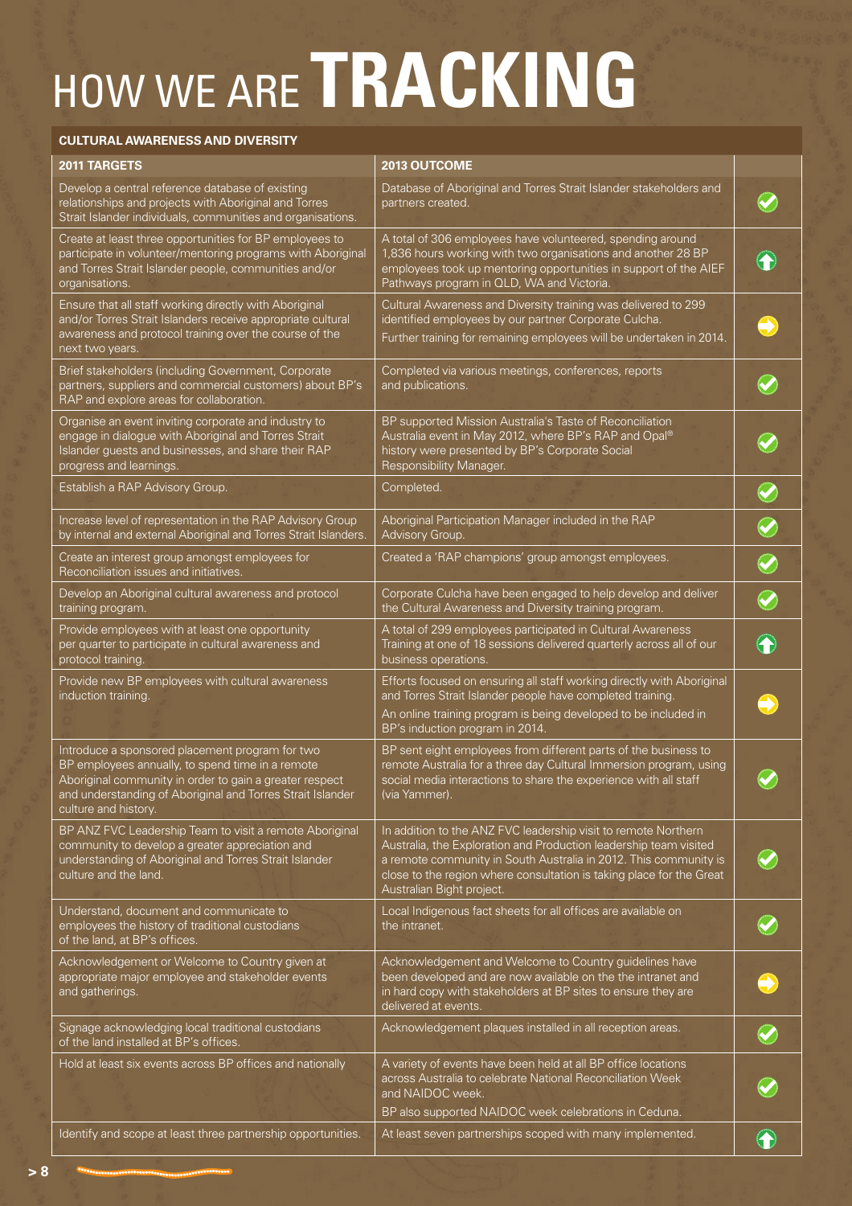# HOW WE ARE **TRACKING**

## CULTURAL AWARENESS AND DIVERSITY

| 2011 TARGETS | 2013 OUTCOME | |
|---|---|---|
| Develop a central reference database of existing relationships and projects with Aboriginal and Torres Strait Islander individuals, communities and organisations. | Database of Aboriginal and Torres Strait Islander stakeholders and partners created. | ✓ |
| Create at least three opportunities for BP employees to participate in volunteer/mentoring programs with Aboriginal and Torres Strait Islander people, communities and/or organisations. | A total of 306 employees have volunteered, spending around 1,836 hours working with two organisations and another 28 BP employees took up mentoring opportunities in support of the AIEF Pathways program in QLD, WA and Victoria. | ↑ |
| Ensure that all staff working directly with Aboriginal and/or Torres Strait Islanders receive appropriate cultural awareness and protocol training over the course of the next two years. | Cultural Awareness and Diversity training was delivered to 299 identified employees by our partner Corporate Culcha. Further training for remaining employees will be undertaken in 2014. | → |
| Brief stakeholders (including Government, Corporate partners, suppliers and commercial customers) about BP's RAP and explore areas for collaboration. | Completed via various meetings, conferences, reports and publications. | ✓ |
| Organise an event inviting corporate and industry to engage in dialogue with Aboriginal and Torres Strait Islander guests and businesses, and share their RAP progress and learnings. | BP supported Mission Australia's Taste of Reconciliation Australia event in May 2012, where BP's RAP and Opal® history were presented by BP's Corporate Social Responsibility Manager. | ✓ |
| Establish a RAP Advisory Group. | Completed. | ✓ |
| Increase level of representation in the RAP Advisory Group by internal and external Aboriginal and Torres Strait Islanders. | Aboriginal Participation Manager included in the RAP Advisory Group. | ✓ |
| Create an interest group amongst employees for Reconciliation issues and initiatives. | Created a 'RAP champions' group amongst employees. | ✓ |
| Develop an Aboriginal cultural awareness and protocol training program. | Corporate Culcha have been engaged to help develop and deliver the Cultural Awareness and Diversity training program. | ✓ |
| Provide employees with at least one opportunity per quarter to participate in cultural awareness and protocol training. | A total of 299 employees participated in Cultural Awareness Training at one of 18 sessions delivered quarterly across all of our business operations. | ↑ |
| Provide new BP employees with cultural awareness induction training. | Efforts focused on ensuring all staff working directly with Aboriginal and Torres Strait Islander people have completed training. An online training program is being developed to be included in BP's induction program in 2014. | → |
| Introduce a sponsored placement program for two BP employees annually, to spend time in a remote Aboriginal community in order to gain a greater respect and understanding of Aboriginal and Torres Strait Islander culture and history. | BP sent eight employees from different parts of the business to remote Australia for a three day Cultural Immersion program, using social media interactions to share the experience with all staff (via Yammer). | ✓ |
| BP ANZ FVC Leadership Team to visit a remote Aboriginal community to develop a greater appreciation and understanding of Aboriginal and Torres Strait Islander culture and the land. | In addition to the ANZ FVC leadership visit to remote Northern Australia, the Exploration and Production leadership team visited a remote community in South Australia in 2012. This community is close to the region where consultation is taking place for the Great Australian Bight project. | ✓ |
| Understand, document and communicate to employees the history of traditional custodians of the land, at BP's offices. | Local Indigenous fact sheets for all offices are available on the intranet. | ✓ |
| Acknowledgement or Welcome to Country given at appropriate major employee and stakeholder events and gatherings. | Acknowledgement and Welcome to Country guidelines have been developed and are now available on the the intranet and in hard copy with stakeholders at BP sites to ensure they are delivered at events. | → |
| Signage acknowledging local traditional custodians of the land installed at BP's offices. | Acknowledgement plaques installed in all reception areas. | ✓ |
| Hold at least six events across BP offices and nationally | A variety of events have been held at all BP office locations across Australia to celebrate National Reconciliation Week and NAIDOC week. BP also supported NAIDOC week celebrations in Ceduna. | ✓ |
| Identify and scope at least three partnership opportunities. | At least seven partnerships scoped with many implemented. | ↑ |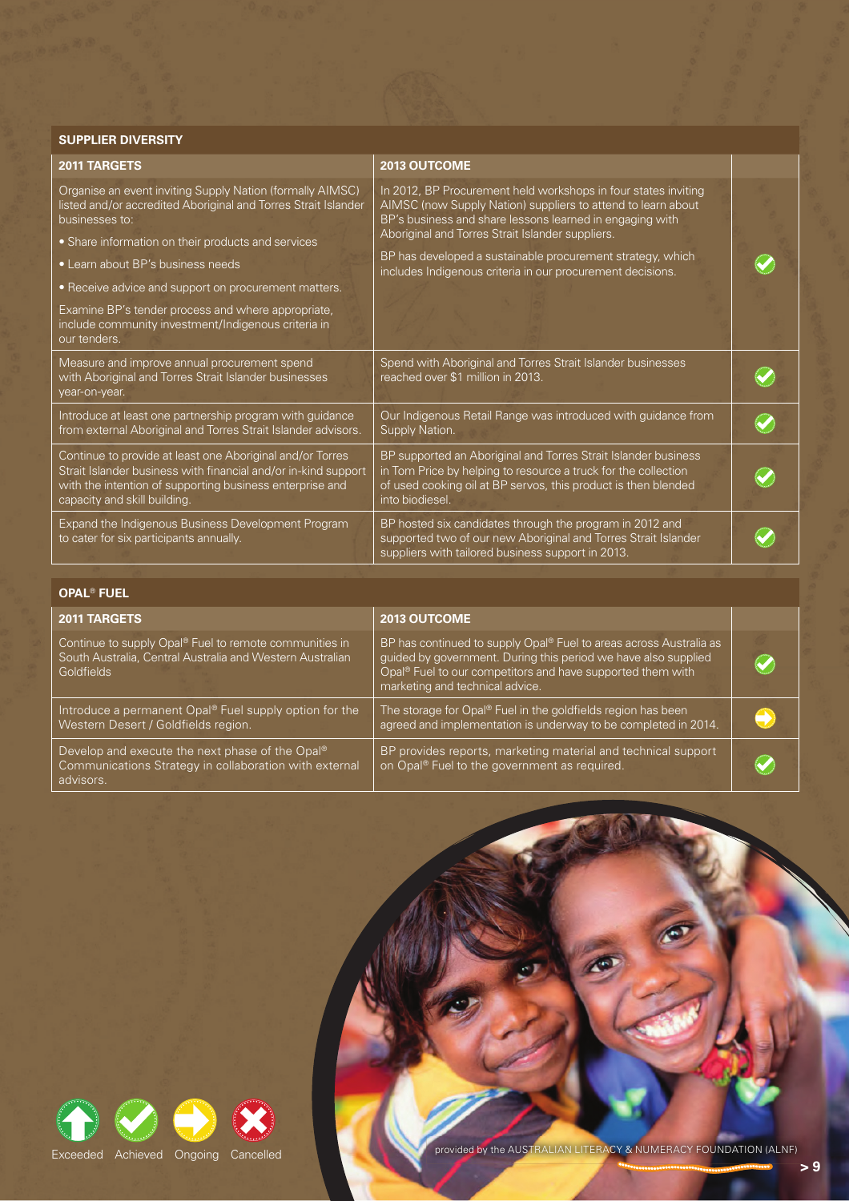## SUPPLIER DIVERSITY

| 2011 TARGETS | 2013 OUTCOME | |
|---|---|---|
| Organise an event inviting Supply Nation (formally AIMSC) listed and/or accredited Aboriginal and Torres Strait Islander businesses to:<br>• Share information on their products and services<br>• Learn about BP's business needs<br>• Receive advice and support on procurement matters.<br>Examine BP's tender process and where appropriate, include community investment/Indigenous criteria in our tenders. | In 2012, BP Procurement held workshops in four states inviting AIMSC (now Supply Nation) suppliers to attend to learn about BP's business and share lessons learned in engaging with Aboriginal and Torres Strait Islander suppliers.<br>BP has developed a sustainable procurement strategy, which includes Indigenous criteria in our procurement decisions. | Achieved |
| Measure and improve annual procurement spend with Aboriginal and Torres Strait Islander businesses year-on-year. | Spend with Aboriginal and Torres Strait Islander businesses reached over $1 million in 2013. | Achieved |
| Introduce at least one partnership program with guidance from external Aboriginal and Torres Strait Islander advisors. | Our Indigenous Retail Range was introduced with guidance from Supply Nation. | Achieved |
| Continue to provide at least one Aboriginal and/or Torres Strait Islander business with financial and/or in-kind support with the intention of supporting business enterprise and capacity and skill building. | BP supported an Aboriginal and Torres Strait Islander business in Tom Price by helping to resource a truck for the collection of used cooking oil at BP servos, this product is then blended into biodiesel. | Achieved |
| Expand the Indigenous Business Development Program to cater for six participants annually. | BP hosted six candidates through the program in 2012 and supported two of our new Aboriginal and Torres Strait Islander suppliers with tailored business support in 2013. | Achieved |

## OPAL® FUEL

| 2011 TARGETS | 2013 OUTCOME | |
|---|---|---|
| Continue to supply Opal® Fuel to remote communities in South Australia, Central Australia and Western Australian Goldfields | BP has continued to supply Opal® Fuel to areas across Australia as guided by government. During this period we have also supplied Opal® Fuel to our competitors and have supported them with marketing and technical advice. | Achieved |
| Introduce a permanent Opal® Fuel supply option for the Western Desert / Goldfields region. | The storage for Opal® Fuel in the goldfields region has been agreed and implementation is underway to be completed in 2014. | Ongoing |
| Develop and execute the next phase of the Opal® Communications Strategy in collaboration with external advisors. | BP provides reports, marketing material and technical support on Opal® Fuel to the government as required. | Achieved |

Exceeded | Achieved | Ongoing | Cancelled

provided by the AUSTRALIAN LITERACY & NUMERACY FOUNDATION (ALNF)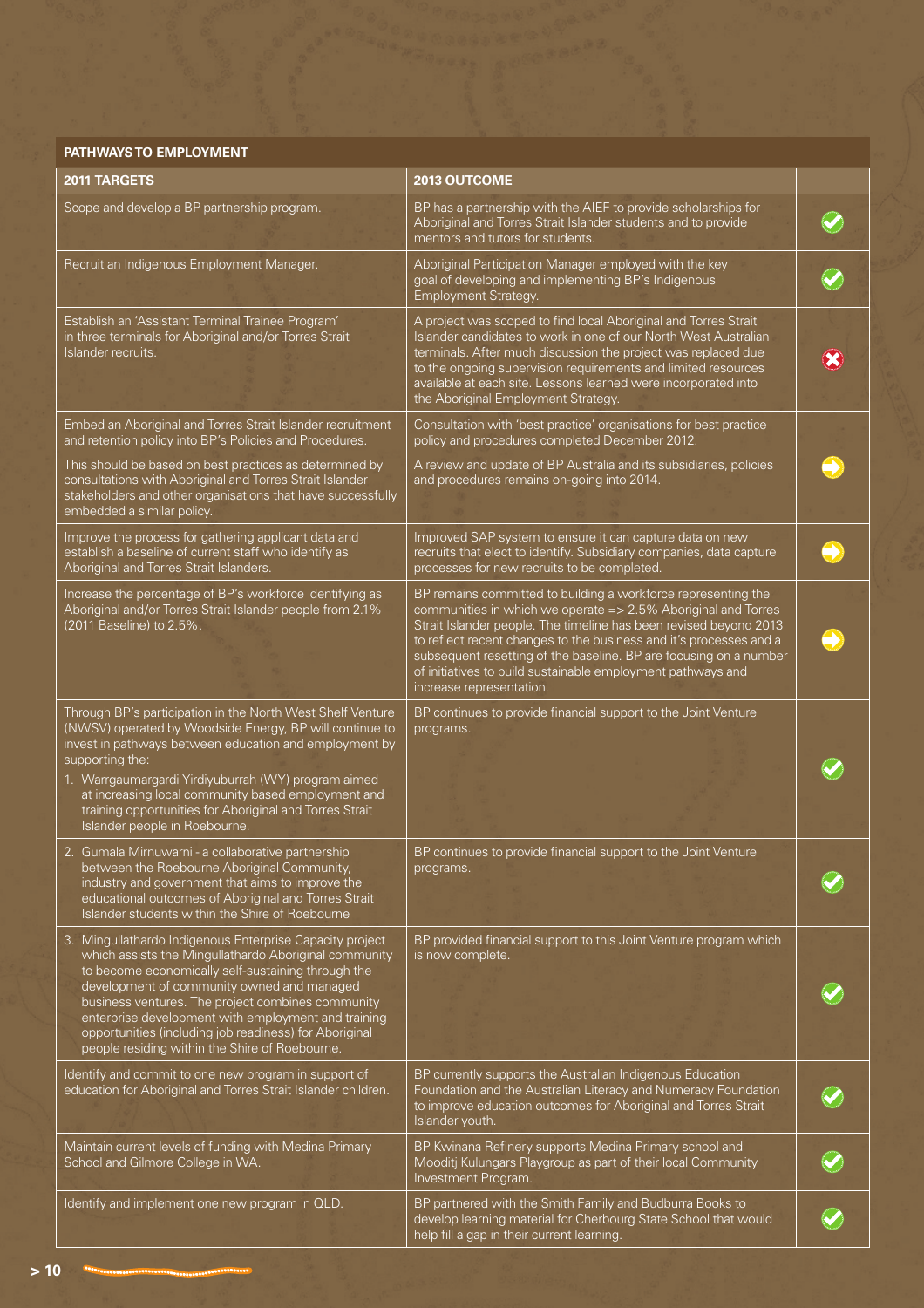| PATHWAYS TO EMPLOYMENT | | |
|---|---|---|
| **2011 TARGETS** | **2013 OUTCOME** | |
| Scope and develop a BP partnership program. | BP has a partnership with the AIEF to provide scholarships for Aboriginal and Torres Strait Islander students and to provide mentors and tutors for students. | ✔ |
| Recruit an Indigenous Employment Manager. | Aboriginal Participation Manager employed with the key goal of developing and implementing BP's Indigenous Employment Strategy. | ✔ |
| Establish an 'Assistant Terminal Trainee Program' in three terminals for Aboriginal and/or Torres Strait Islander recruits. | A project was scoped to find local Aboriginal and Torres Strait Islander candidates to work in one of our North West Australian terminals. After much discussion the project was replaced due to the ongoing supervision requirements and limited resources available at each site. Lessons learned were incorporated into the Aboriginal Employment Strategy. | ✘ |
| Embed an Aboriginal and Torres Strait Islander recruitment and retention policy into BP's Policies and Procedures. This should be based on best practices as determined by consultations with Aboriginal and Torres Strait Islander stakeholders and other organisations that have successfully embedded a similar policy. | Consultation with 'best practice' organisations for best practice policy and procedures completed December 2012. A review and update of BP Australia and its subsidiaries, policies and procedures remains on-going into 2014. | ➜ |
| Improve the process for gathering applicant data and establish a baseline of current staff who identify as Aboriginal and Torres Strait Islanders. | Improved SAP system to ensure it can capture data on new recruits that elect to identify. Subsidiary companies, data capture processes for new recruits to be completed. | ➜ |
| Increase the percentage of BP's workforce identifying as Aboriginal and/or Torres Strait Islander people from 2.1% (2011 Baseline) to 2.5%. | BP remains committed to building a workforce representing the communities in which we operate => 2.5% Aboriginal and Torres Strait Islander people. The timeline has been revised beyond 2013 to reflect recent changes to the business and it's processes and a subsequent resetting of the baseline. BP are focusing on a number of initiatives to build sustainable employment pathways and increase representation. | ➜ |
| Through BP's participation in the North West Shelf Venture (NWSV) operated by Woodside Energy, BP will continue to invest in pathways between education and employment by supporting the: 1. Warrgaumargardi Yirdiyuburrah (WY) program aimed at increasing local community based employment and training opportunities for Aboriginal and Torres Strait Islander people in Roebourne. | BP continues to provide financial support to the Joint Venture programs. | ✔ |
| 2. Gumala Mirnuwarni - a collaborative partnership between the Roebourne Aboriginal Community, industry and government that aims to improve the educational outcomes of Aboriginal and Torres Strait Islander students within the Shire of Roebourne | BP continues to provide financial support to the Joint Venture programs. | ✔ |
| 3. Mingullathardo Indigenous Enterprise Capacity project which assists the Mingullathardo Aboriginal community to become economically self-sustaining through the development of community owned and managed business ventures. The project combines community enterprise development with employment and training opportunities (including job readiness) for Aboriginal people residing within the Shire of Roebourne. | BP provided financial support to this Joint Venture program which is now complete. | ✔ |
| Identify and commit to one new program in support of education for Aboriginal and Torres Strait Islander children. | BP currently supports the Australian Indigenous Education Foundation and the Australian Literacy and Numeracy Foundation to improve education outcomes for Aboriginal and Torres Strait Islander youth. | ✔ |
| Maintain current levels of funding with Medina Primary School and Gilmore College in WA. | BP Kwinana Refinery supports Medina Primary school and Mooditj Kulungars Playgroup as part of their local Community Investment Program. | ✔ |
| Identify and implement one new program in QLD. | BP partnered with the Smith Family and Budburra Books to develop learning material for Cherbourg State School that would help fill a gap in their current learning. | ✔ |